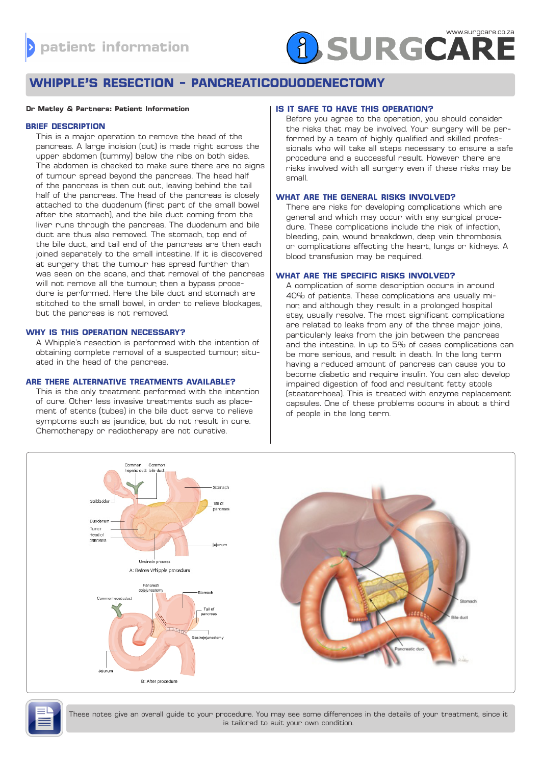patient information

www.surgcare.co.za

SURGCARE

# WHIPPLE'S RESECTION - PANCREATICODUODENECTOMY

**Dr Matley & Partners: Patient Information**

## BRIEF DESCRIPTION

This is a major operation to remove the head of the pancreas. A large incision (cut) is made right across the upper abdomen (tummy) below the ribs on both sides. The abdomen is checked to make sure there are no signs of tumour spread beyond the pancreas. The head half of the pancreas is then cut out, leaving behind the tail half of the pancreas. The head of the pancreas is closely attached to the duodenum (first part of the small bowel after the stomach), and the bile duct coming from the liver runs through the pancreas. The duodenum and bile duct are thus also removed. The stomach, top end of the bile duct, and tail end of the pancreas are then each joined separately to the small intestine. If it is discovered at surgery that the tumour has spread further than was seen on the scans, and that removal of the pancreas will not remove all the tumour, then a bypass procedure is performed. Here the bile duct and stomach are stitched to the small bowel, in order to relieve blockages, but the pancreas is not removed.

## WHY IS THIS OPERATION NECESSARY?

A Whipple's resection is performed with the intention of obtaining complete removal of a suspected tumour, situated in the head of the pancreas.

## ARE THERE ALTERNATIVE TREATMENTS AVAILABLE?

This is the only treatment performed with the intention of cure. Other less invasive treatments such as placement of stents (tubes) in the bile duct serve to relieve symptoms such as jaundice, but do not result in cure. Chemotherapy or radiotherapy are not curative.

## IS IT SAFE TO HAVE THIS OPERATION?

Before you agree to the operation, you should consider the risks that may be involved. Your surgery will be performed by a team of highly qualified and skilled professionals who will take all steps necessary to ensure a safe procedure and a successful result. However there are risks involved with all surgery even if these risks may be small.

## WHAT ARE THE GENERAL RISKS INVOLVED?

There are risks for developing complications which are general and which may occur with any surgical procedure. These complications include the risk of infection, bleeding, pain, wound breakdown, deep vein thrombosis, or complications affecting the heart, lungs or kidneys. A blood transfusion may be required.

## WHAT ARE THE SPECIFIC RISKS INVOLVED?

A complication of some description occurs in around 40% of patients. These complications are usually minor, and although they result in a prolonged hospital stay, usually resolve. The most significant complications are related to leaks from any of the three major joins, particularly leaks from the join between the pancreas and the intestine. In up to 5% of cases complications can be more serious, and result in death. In the long term having a reduced amount of pancreas can cause you to become diabetic and require insulin. You can also develop impaired digestion of food and resultant fatty stools (steatorrhoea). This is treated with enzyme replacement capsules. One of these problems occurs in about a third of people in the long term.

A: Before Whipple procedure

B: After procedure

These notes give an overall guide to your procedure. You may see some differences in the details of your treatment, since it is tailored to suit your own condition.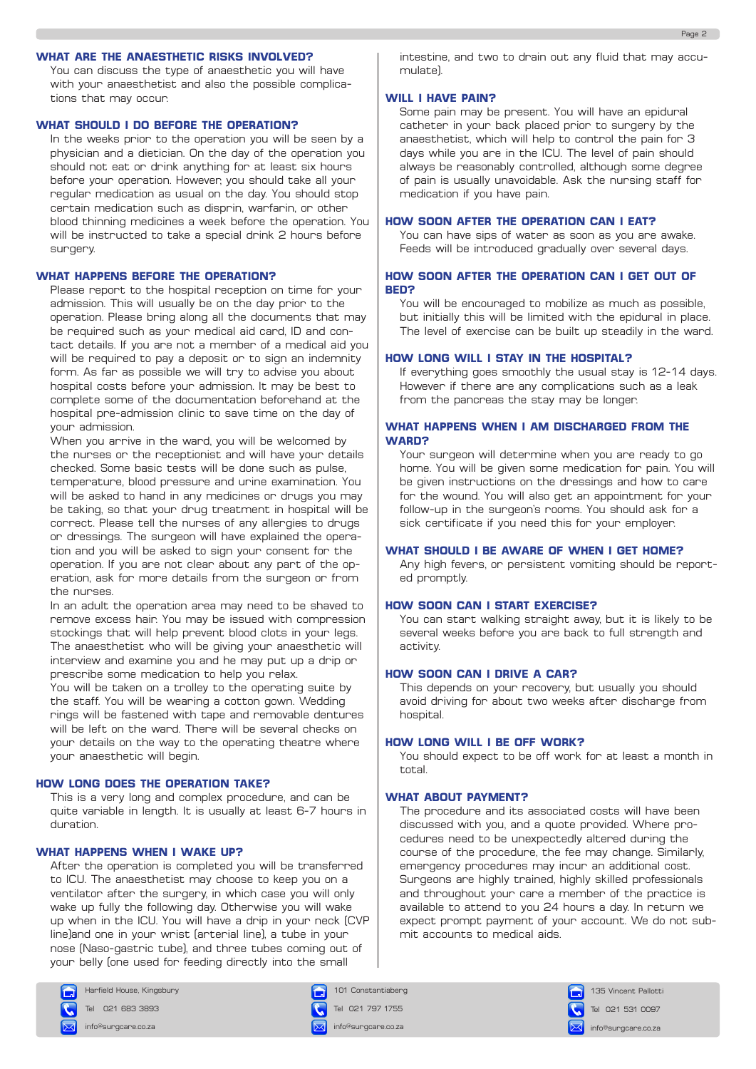## WHAT ARE THE ANAESTHETIC RISKS INVOLVED?

You can discuss the type of anaesthetic you will have with your anaesthetist and also the possible complications that may occur.

## WHAT SHOULD I DO BEFORE THE OPERATION?

In the weeks prior to the operation you will be seen by a physician and a dietician. On the day of the operation you should not eat or drink anything for at least six hours before your operation. However, you should take all your regular medication as usual on the day. You should stop certain medication such as disprin, warfarin, or other blood thinning medicines a week before the operation. You will be instructed to take a special drink 2 hours before surgery.

## WHAT HAPPENS BEFORE THE OPERATION?

Please report to the hospital reception on time for your admission. This will usually be on the day prior to the operation. Please bring along all the documents that may be required such as your medical aid card, ID and contact details. If you are not a member of a medical aid you will be required to pay a deposit or to sign an indemnity form. As far as possible we will try to advise you about hospital costs before your admission. It may be best to complete some of the documentation beforehand at the hospital pre-admission clinic to save time on the day of your admission.

When you arrive in the ward, you will be welcomed by the nurses or the receptionist and will have your details checked. Some basic tests will be done such as pulse, temperature, blood pressure and urine examination. You will be asked to hand in any medicines or drugs you may be taking, so that your drug treatment in hospital will be correct. Please tell the nurses of any allergies to drugs or dressings. The surgeon will have explained the operation and you will be asked to sign your consent for the operation. If you are not clear about any part of the operation, ask for more details from the surgeon or from the nurses.

In an adult the operation area may need to be shaved to remove excess hair. You may be issued with compression stockings that will help prevent blood clots in your legs. The anaesthetist who will be giving your anaesthetic will interview and examine you and he may put up a drip or prescribe some medication to help you relax.

You will be taken on a trolley to the operating suite by the staff. You will be wearing a cotton gown. Wedding rings will be fastened with tape and removable dentures will be left on the ward. There will be several checks on your details on the way to the operating theatre where your anaesthetic will begin.

## HOW LONG DOES THE OPERATION TAKE?

This is a very long and complex procedure, and can be quite variable in length. It is usually at least 6-7 hours in duration.

## WHAT HAPPENS WHEN I WAKE UP?

After the operation is completed you will be transferred to ICU. The anaesthetist may choose to keep you on a ventilator after the surgery, in which case you will only wake up fully the following day. Otherwise you will wake up when in the ICU. You will have a drip in your neck (CVP line)and one in your wrist (arterial line), a tube in your nose (Naso-gastric tube), and three tubes coming out of your belly (one used for feeding directly into the small intestine, and two to drain out any fluid that may accumulate).

## WILL I HAVE PAIN?

Some pain may be present. You will have an epidural catheter in your back placed prior to surgery by the anaesthetist, which will help to control the pain for 3 days while you are in the ICU. The level of pain should always be reasonably controlled, although some degree of pain is usually unavoidable. Ask the nursing staff for medication if you have pain.

## HOW SOON AFTER THE OPERATION CAN I EAT?

You can have sips of water as soon as you are awake. Feeds will be introduced gradually over several days.

## HOW SOON AFTER THE OPERATION CAN I GET OUT OF BED?

You will be encouraged to mobilize as much as possible, but initially this will be limited with the epidural in place. The level of exercise can be built up steadily in the ward.

## HOW LONG WILL I STAY IN THE HOSPITAL?

If everything goes smoothly the usual stay is 12-14 days. However if there are any complications such as a leak from the pancreas the stay may be longer.

## WHAT HAPPENS WHEN I AM DISCHARGED FROM THE WARD?

Your surgeon will determine when you are ready to go home. You will be given some medication for pain. You will be given instructions on the dressings and how to care for the wound. You will also get an appointment for your follow-up in the surgeon's rooms. You should ask for a sick certificate if you need this for your employer.

## WHAT SHOULD I BE AWARE OF WHEN I GET HOME?

Any high fevers, or persistent vomiting should be reported promptly.

## HOW SOON CAN I START EXERCISE?

You can start walking straight away, but it is likely to be several weeks before you are back to full strength and activity.

## HOW SOON CAN I DRIVE A CAR?

This depends on your recovery, but usually you should avoid driving for about two weeks after discharge from hospital.

## HOW LONG WILL I BE OFF WORK?

You should expect to be off work for at least a month in total.

## WHAT ABOUT PAYMENT?

The procedure and its associated costs will have been discussed with you, and a quote provided. Where procedures need to be unexpectedly altered during the course of the procedure, the fee may change. Similarly, emergency procedures may incur an additional cost. Surgeons are highly trained, highly skilled professionals and throughout your care a member of the practice is available to attend to you 24 hours a day. In return we expect prompt payment of your account. We do not submit accounts to medical aids.

Harfield House, Kingsbury
Tel 021 683 3893
info@surgcare.co.za

101 Constantiaberg
Tel 021 797 1755
info@surgcare.co.za

135 Vincent Pallotti
Tel 021 531 0097
info@surgcare.co.za